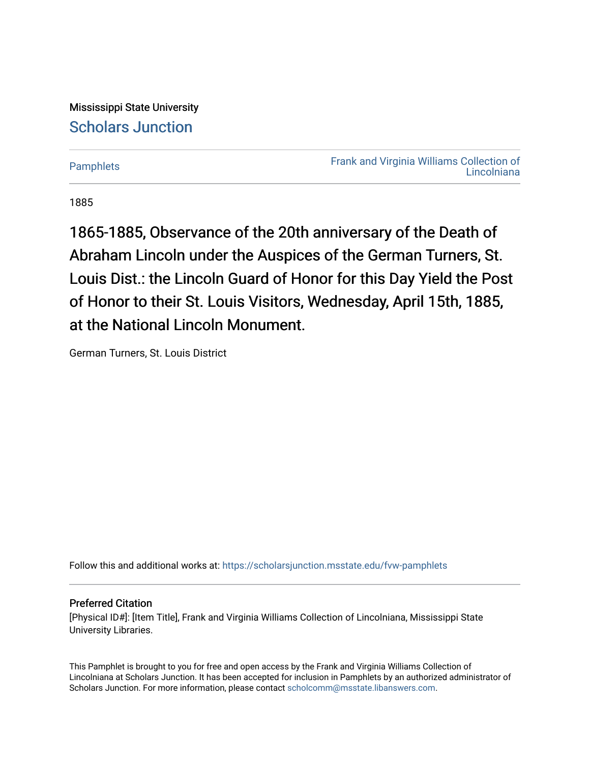Mississippi State University

Scholars Junction

Pamphlets

Frank and Virginia Williams Collection of Lincolniana

1885

# 1865-1885, Observance of the 20th anniversary of the Death of Abraham Lincoln under the Auspices of the German Turners, St. Louis Dist.: the Lincoln Guard of Honor for this Day Yield the Post of Honor to their St. Louis Visitors, Wednesday, April 15th, 1885, at the National Lincoln Monument.

German Turners, St. Louis District

Follow this and additional works at: https://scholarsjunction.msstate.edu/fvw-pamphlets

**Preferred Citation**

[Physical ID#]: [Item Title], Frank and Virginia Williams Collection of Lincolniana, Mississippi State University Libraries.

This Pamphlet is brought to you for free and open access by the Frank and Virginia Williams Collection of Lincolniana at Scholars Junction. It has been accepted for inclusion in Pamphlets by an authorized administrator of Scholars Junction. For more information, please contact scholcomm@msstate.libanswers.com.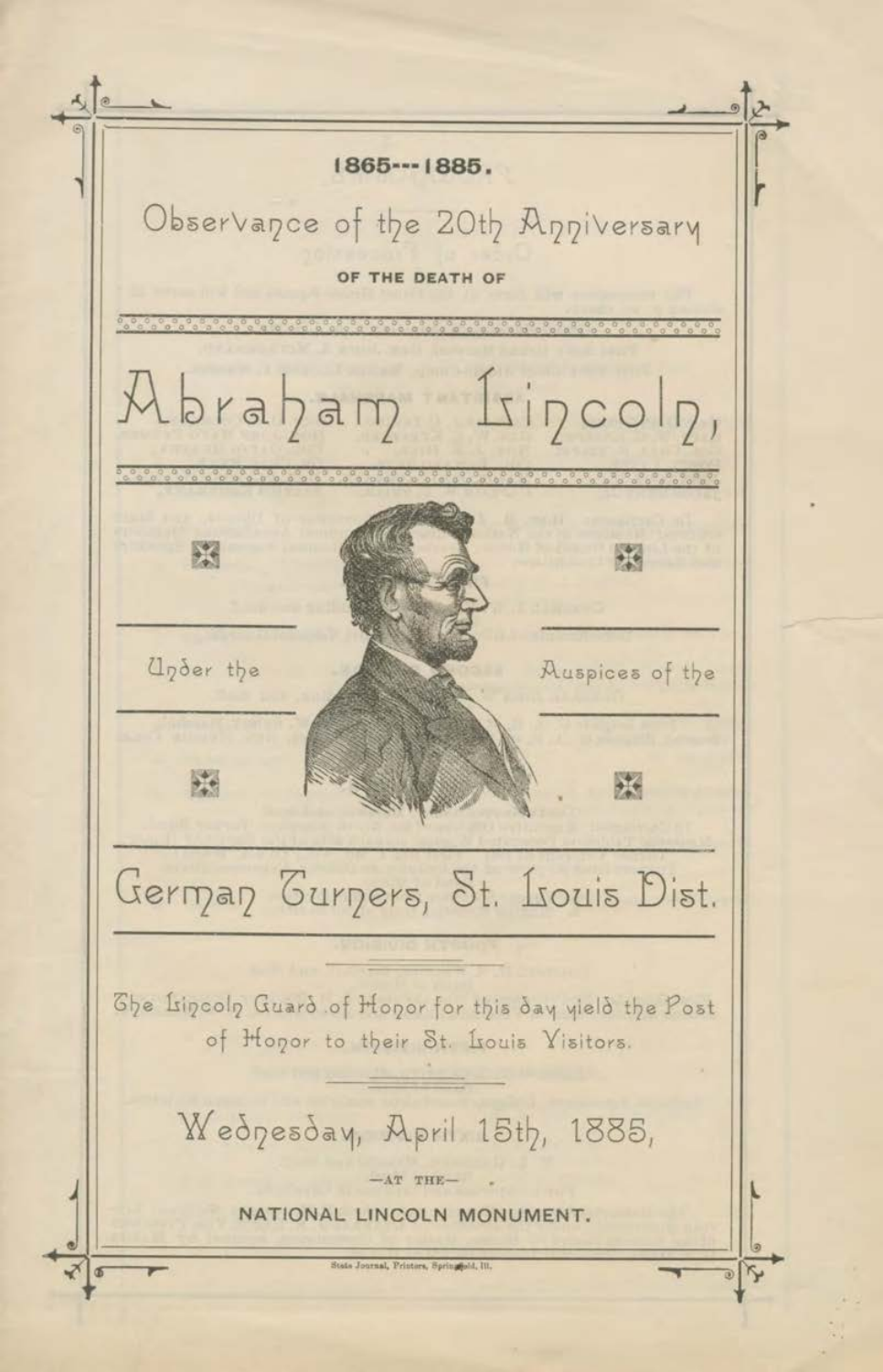# 1865---1885.

## Observance of the 20th Anniversary

OF THE DEATH OF

# Abraham Lincoln,

Under the Auspices of the

## German Turners, St. Louis Dist.

The Lincoln Guard of Honor for this day yield the Post of Honor to their St. Louis Visitors.

## Wednesday, April 15th, 1885,

—AT THE—

NATIONAL LINCOLN MONUMENT.

State Journal, Printers, Springfield, Ill.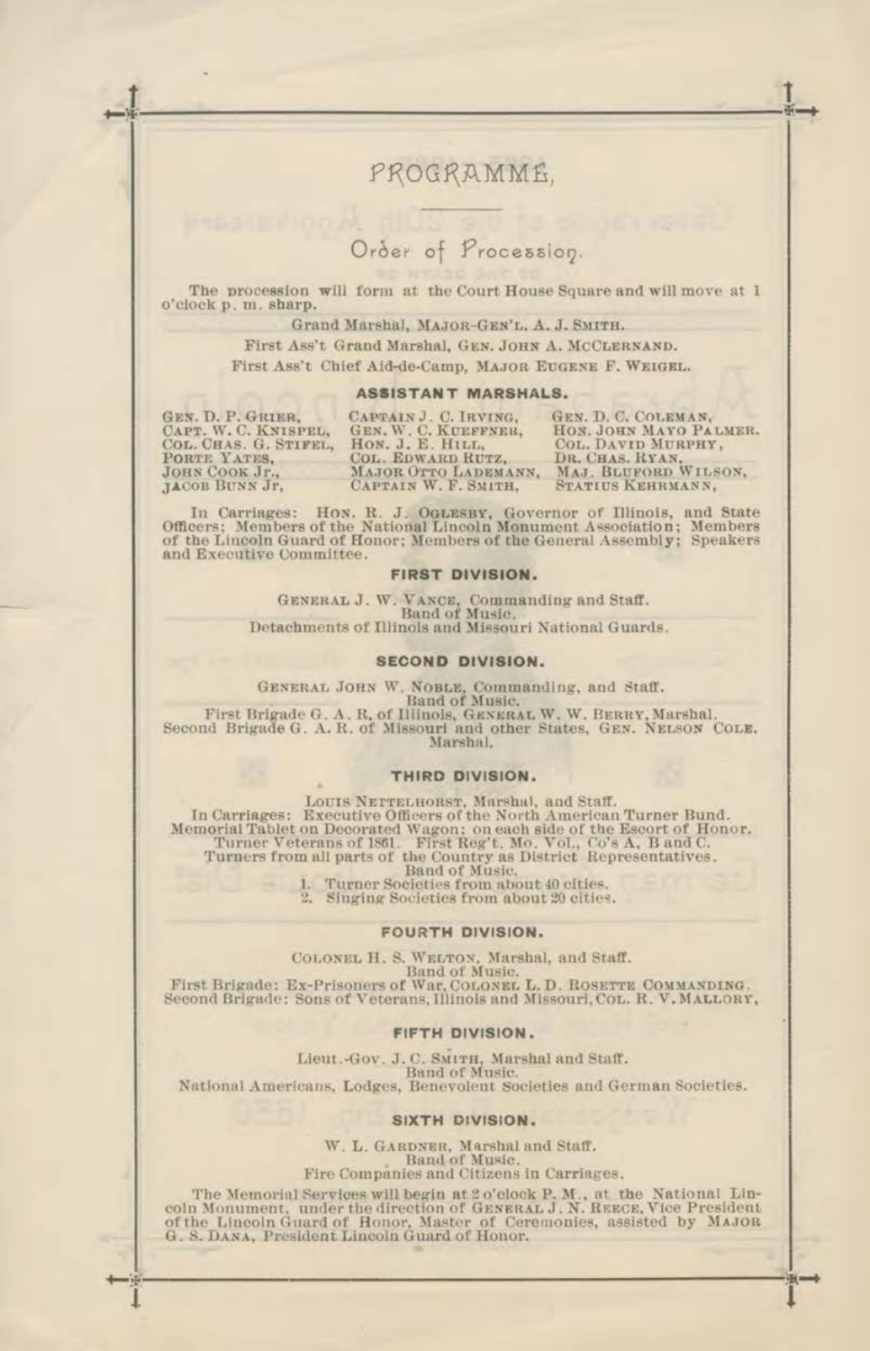# PROGRAMME,

## Order of Procession.

The procession will form at the Court House Square and will move at 1 o'clock p. m. sharp.

Grand Marshal, MAJOR-GEN'L. A. J. SMITH.

First Ass't Grand Marshal, GEN. JOHN A. MCCLERNAND.

First Ass't Chief Aid-de-Camp, MAJOR EUGENE F. WEIGEL.

### ASSISTANT MARSHALS.

| | | |
|---|---|---|
| GEN. D. P. GRIER, | CAPTAIN J. C. IRVING, | GEN. D. C. COLEMAN, |
| CAPT. W. C. KNISPEL, | GEN. W. C. KUEFFNER, | HON. JOHN MAYO PALMER. |
| COL. CHAS. G. STIFEL, | HON. J. E. HILL, | COL. DAVID MURPHY, |
| PORTE YATES, | COL. EDWARD RUTZ, | DR. CHAS. RYAN, |
| JOHN COOK Jr., | MAJOR OTTO LADEMANN, | MAJ. BLUFORD WILSON, |
| JACOB BUNN Jr, | CAPTAIN W. F. SMITH, | STATIUS KEHRMANN, |

In Carriages: HON. R. J. OGLESBY, Governor of Illinois, and State Officers; Members of the National Lincoln Monument Association; Members of the Lincoln Guard of Honor; Members of the General Assembly; Speakers and Executive Committee.

### FIRST DIVISION.

GENERAL J. W. VANCE, Commanding and Staff.
Band of Music.
Detachments of Illinois and Missouri National Guards.

### SECOND DIVISION.

GENERAL JOHN W. NOBLE, Commanding, and Staff.
Band of Music.
First Brigade G. A. R. of Illinois, GENERAL W. W. BERRY, Marshal.
Second Brigade G. A. R. of Missouri and other States, GEN. NELSON COLE. Marshal.

### THIRD DIVISION.

LOUIS NETTELHORST, Marshal, and Staff.
In Carriages: Executive Officers of the North American Turner Bund.
Memorial Tablet on Decorated Wagon; on each side of the Escort of Honor.
Turner Veterans of 1861. First Reg't. Mo. Vol., Co's A, B and C.
Turners from all parts of the Country as District Representatives.
Band of Music.

1. Turner Societies from about 40 cities.
2. Singing Societies from about 20 cities.

### FOURTH DIVISION.

COLONEL H. S. WELTON, Marshal, and Staff.
Band of Music.
First Brigade: Ex-Prisoners of War, COLONEL L. D. ROSETTE COMMANDING.
Second Brigade: Sons of Veterans, Illinois and Missouri, COL. R. V. MALLORY,

### FIFTH DIVISION.

Lieut.-Gov. J. C. SMITH, Marshal and Staff.
Band of Music.
National Americans, Lodges, Benevolent Societies and German Societies.

### SIXTH DIVISION.

W. L. GARDNER, Marshal and Staff.
Band of Music.
Fire Companies and Citizens in Carriages.

The Memorial Services will begin at 2 o'clock P. M., at the National Lincoln Monument, under the direction of GENERAL J. N. REECE, Vice President of the Lincoln Guard of Honor, Master of Ceremonies, assisted by MAJOR G. S. DANA, President Lincoln Guard of Honor.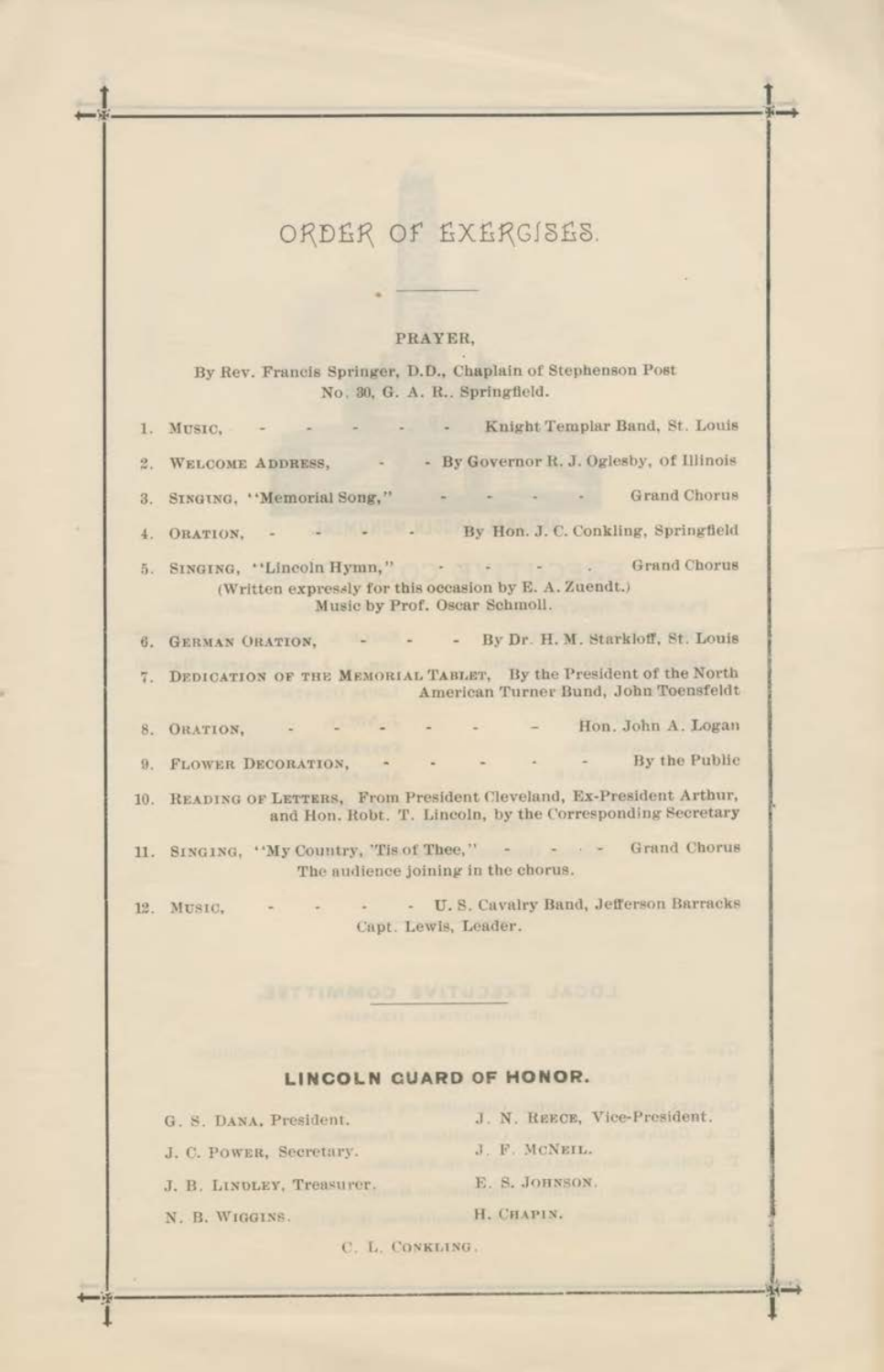# ORDER OF EXERCISES.

**PRAYER,**

By Rev. Francis Springer, D.D., Chaplain of Stephenson Post No. 30, G. A. R., Springfield.

1. MUSIC, - - - - - - Knight Templar Band, St. Louis
2. WELCOME ADDRESS, - - By Governor R. J. Oglesby, of Illinois
3. SINGING, "Memorial Song," - - - - Grand Chorus
4. ORATION, - - - - - By Hon. J. C. Conkling, Springfield
5. SINGING, "Lincoln Hymn," - - - - . Grand Chorus
   (Written expressly for this occasion by E. A. Zuendt.)
   Music by Prof. Oscar Schmoll.
6. GERMAN ORATION, - - - By Dr. H. M. Starkloff, St. Louis
7. DEDICATION OF THE MEMORIAL TABLET, By the President of the North American Turner Bund, John Toensfeldt
8. ORATION, - - - - - - – Hon. John A. Logan
9. FLOWER DECORATION, - - - - - - By the Public
10. READING OF LETTERS, From President Cleveland, Ex-President Arthur, and Hon. Robt. T. Lincoln, by the Corresponding Secretary
11. SINGING, "My Country, 'Tis of Thee," - - - - Grand Chorus
    The audience joining in the chorus.
12. MUSIC, - - - - - U. S. Cavalry Band, Jefferson Barracks
    Capt. Lewis, Leader.

## LINCOLN GUARD OF HONOR.

G. S. DANA, President.
J. N. REECE, Vice-President.
J. C. POWER, Secretary.
J. F. MCNEIL.
J. B. LINDLEY, Treasurer.
E. S. JOHNSON.
N. B. WIGGINS.
H. CHAPIN.
C. L. CONKLING.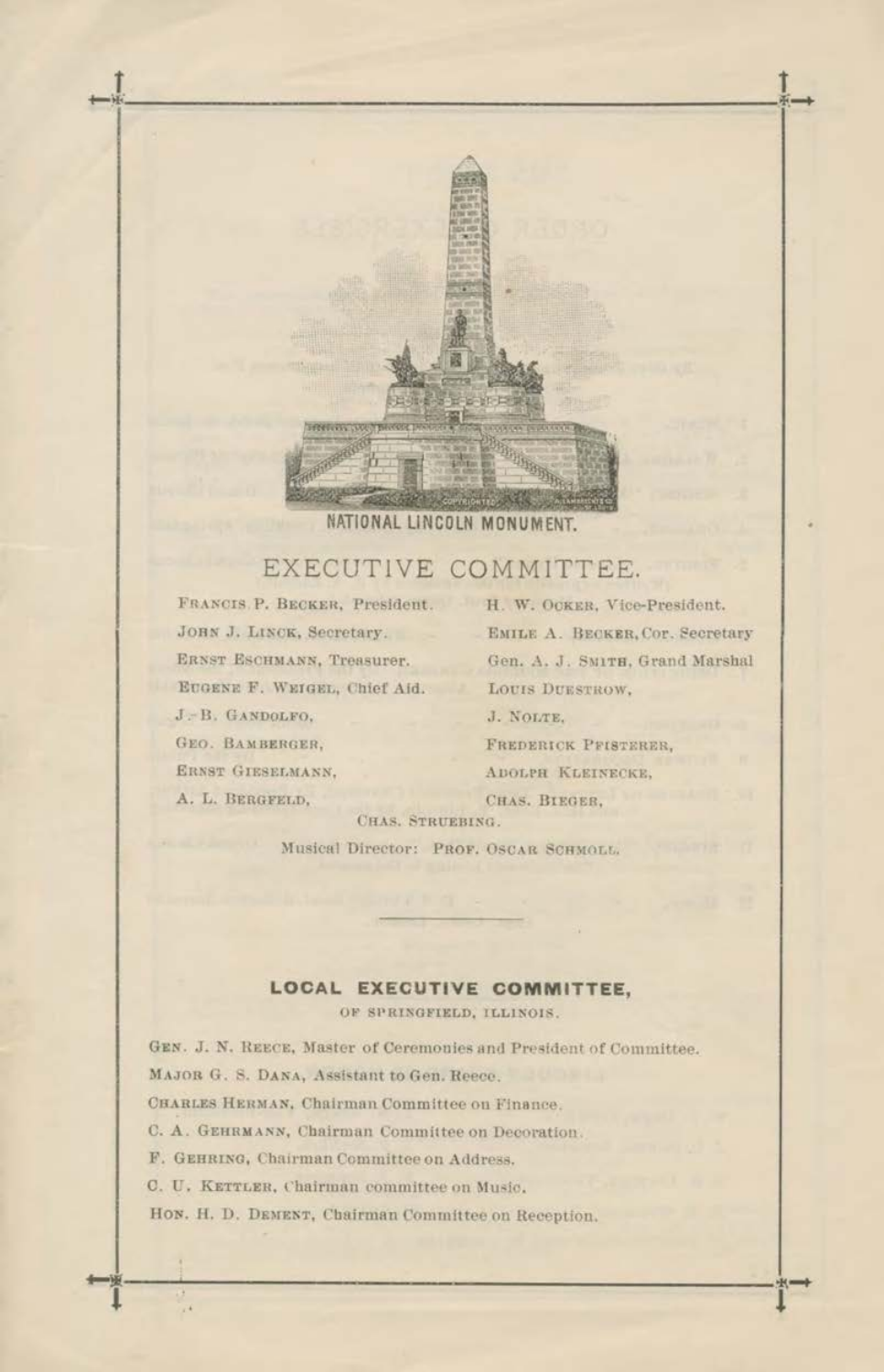NATIONAL LINCOLN MONUMENT.

# EXECUTIVE COMMITTEE.

FRANCIS P. BECKER, President.
H. W. OCKER, Vice-President.
JOHN J. LINCK, Secretary.
EMILE A. BECKER, Cor. Secretary
ERNST ESCHMANN, Treasurer.
Gen. A. J. SMITH, Grand Marshal
EUGENE F. WEIGEL, Chief Aid.
LOUIS DUESTROW,
J. B. GANDOLFO,
J. NOLTE,
GEO. BAMBERGER,
FREDERICK PFISTERER,
ERNST GIESELMANN,
ADOLPH KLEINECKE,
A. L. BERGFELD,
CHAS. BIEGER,
CHAS. STRUEBING.

Musical Director: PROF. OSCAR SCHMOLL.

---

## LOCAL EXECUTIVE COMMITTEE,

OF SPRINGFIELD, ILLINOIS.

GEN. J. N. REECE, Master of Ceremonies and President of Committee.

MAJOR G. S. DANA, Assistant to Gen. Reece.

CHARLES HERMAN, Chairman Committee on Finance.

C. A. GEHRMANN, Chairman Committee on Decoration.

F. GEHRING, Chairman Committee on Address.

C. U. KETTLER, Chairman committee on Music.

HON. H. D. DEMENT, Chairman Committee on Reception.